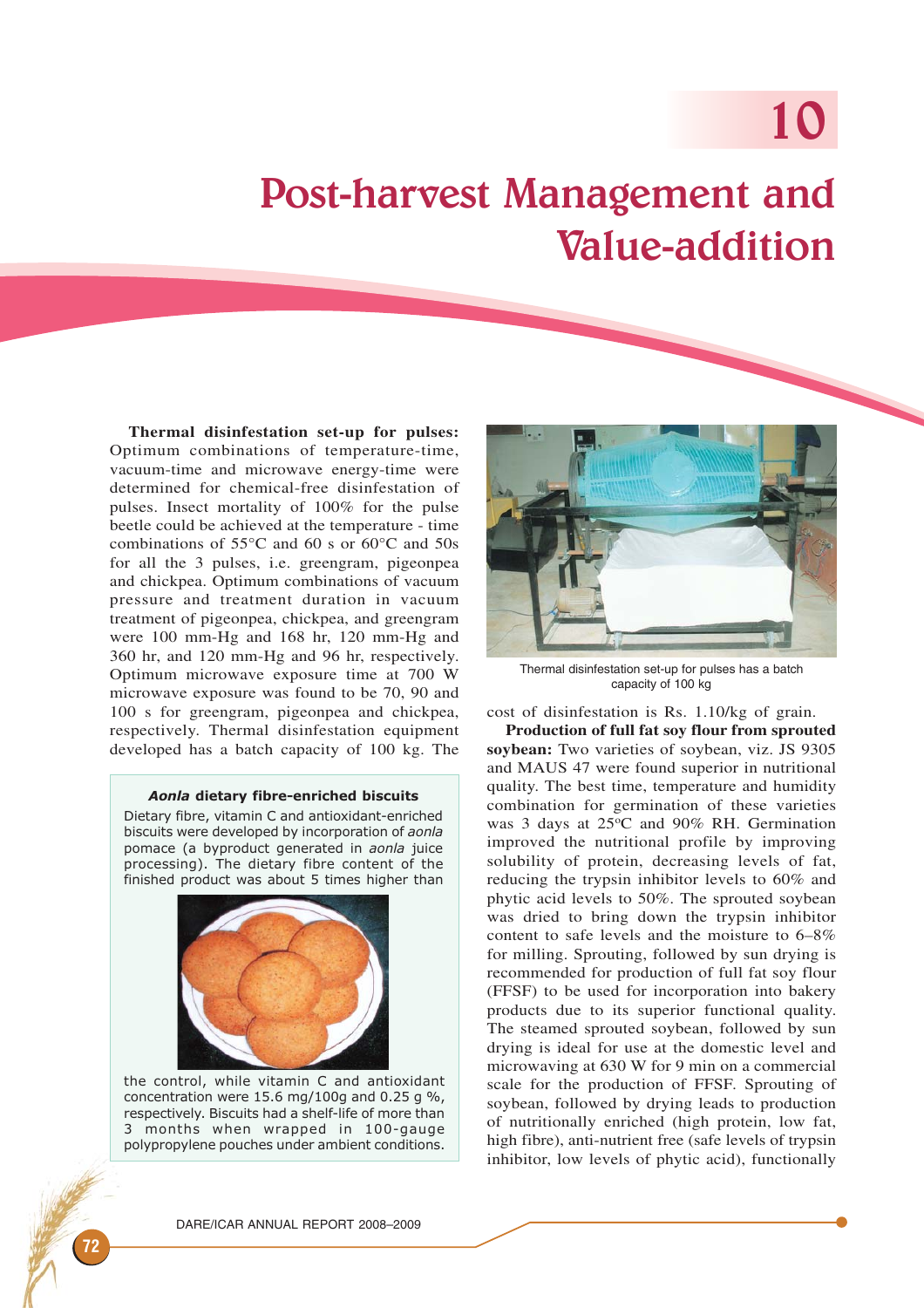# 10

# Post-harvest Management and Value-addition

**Thermal disinfestation set-up for pulses:** Optimum combinations of temperature-time, vacuum-time and microwave energy-time were determined for chemical-free disinfestation of pulses. Insect mortality of 100% for the pulse beetle could be achieved at the temperature - time combinations of 55°C and 60 s or 60°C and 50s for all the 3 pulses, i.e. greengram, pigeonpea and chickpea. Optimum combinations of vacuum pressure and treatment duration in vacuum treatment of pigeonpea, chickpea, and greengram were 100 mm-Hg and 168 hr, 120 mm-Hg and 360 hr, and 120 mm-Hg and 96 hr, respectively. Optimum microwave exposure time at 700 W microwave exposure was found to be 70, 90 and 100 s for greengram, pigeonpea and chickpea, respectively. Thermal disinfestation equipment developed has a batch capacity of 100 kg. The cost of disinfestation is Rs. 1.10/kg of grain.

Thermal disinfestation set-up for pulses has a batch capacity of 100 kg

> ***Aonla* dietary fibre-enriched biscuits**
>
> Dietary fibre, vitamin C and antioxidant-enriched biscuits were developed by incorporation of *aonla* pomace (a byproduct generated in *aonla* juice processing). The dietary fibre content of the finished product was about 5 times higher than the control, while vitamin C and antioxidant concentration were 15.6 mg/100g and 0.25 g %, respectively. Biscuits had a shelf-life of more than 3 months when wrapped in 100-gauge polypropylene pouches under ambient conditions.

**Production of full fat soy flour from sprouted soybean:** Two varieties of soybean, viz. JS 9305 and MAUS 47 were found superior in nutritional quality. The best time, temperature and humidity combination for germination of these varieties was 3 days at 25°C and 90% RH. Germination improved the nutritional profile by improving solubility of protein, decreasing levels of fat, reducing the trypsin inhibitor levels to 60% and phytic acid levels to 50%. The sprouted soybean was dried to bring down the trypsin inhibitor content to safe levels and the moisture to 6–8% for milling. Sprouting, followed by sun drying is recommended for production of full fat soy flour (FFSF) to be used for incorporation into bakery products due to its superior functional quality. The steamed sprouted soybean, followed by sun drying is ideal for use at the domestic level and microwaving at 630 W for 9 min on a commercial scale for the production of FFSF. Sprouting of soybean, followed by drying leads to production of nutritionally enriched (high protein, low fat, high fibre), anti-nutrient free (safe levels of trypsin inhibitor, low levels of phytic acid), functionally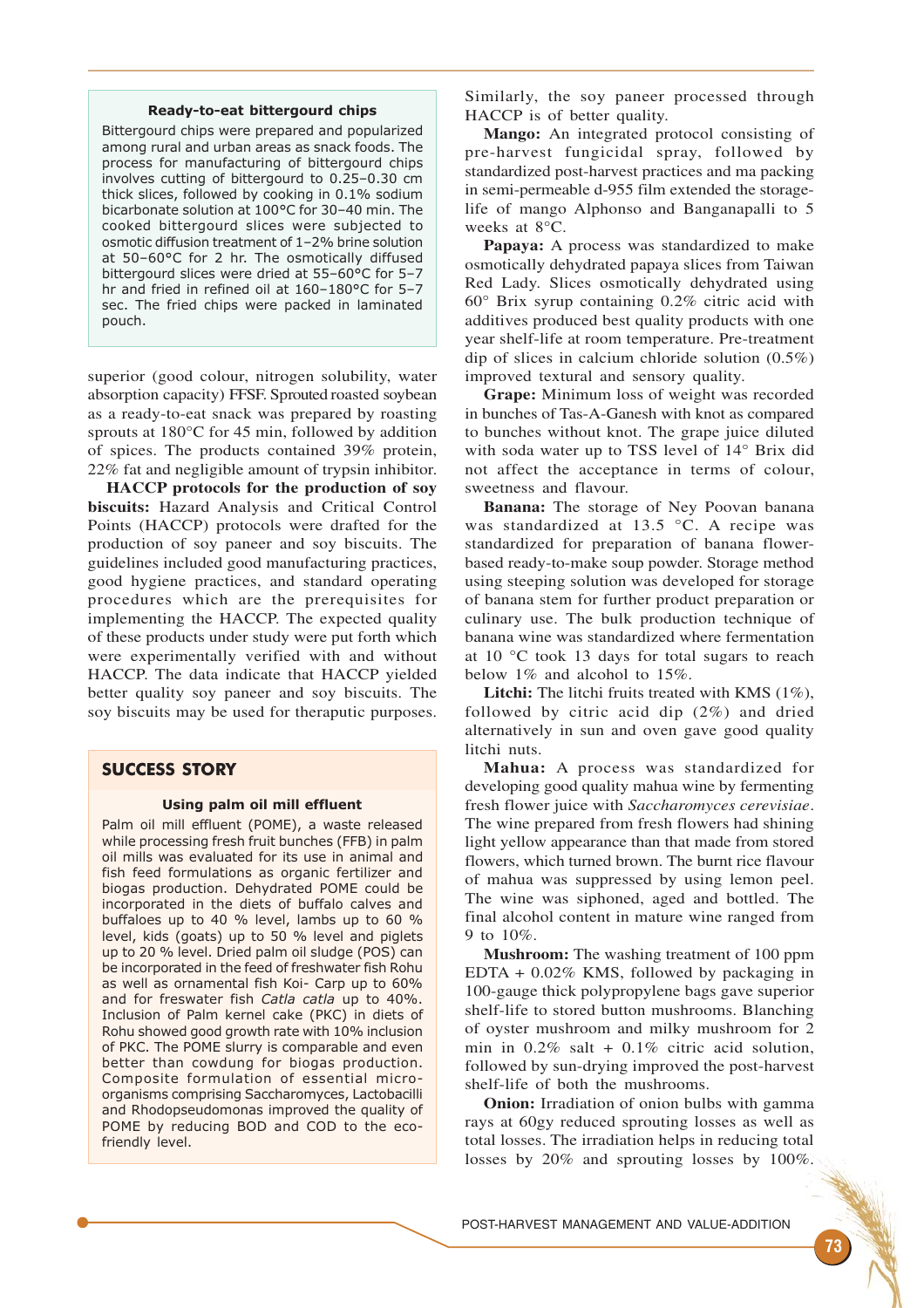### Ready-to-eat bittergourd chips

Bittergourd chips were prepared and popularized among rural and urban areas as snack foods. The process for manufacturing of bittergourd chips involves cutting of bittergourd to 0.25–0.30 cm thick slices, followed by cooking in 0.1% sodium bicarbonate solution at 100°C for 30–40 min. The cooked bittergourd slices were subjected to osmotic diffusion treatment of 1–2% brine solution at 50–60°C for 2 hr. The osmotically diffused bittergourd slices were dried at 55–60°C for 5–7 hr and fried in refined oil at 160–180°C for 5–7 sec. The fried chips were packed in laminated pouch.

superior (good colour, nitrogen solubility, water absorption capacity) FFSF. Sprouted roasted soybean as a ready-to-eat snack was prepared by roasting sprouts at 180°C for 45 min, followed by addition of spices. The products contained 39% protein, 22% fat and negligible amount of trypsin inhibitor.

**HACCP protocols for the production of soy biscuits:** Hazard Analysis and Critical Control Points (HACCP) protocols were drafted for the production of soy paneer and soy biscuits. The guidelines included good manufacturing practices, good hygiene practices, and standard operating procedures which are the prerequisites for implementing the HACCP. The expected quality of these products under study were put forth which were experimentally verified with and without HACCP. The data indicate that HACCP yielded better quality soy paneer and soy biscuits. The soy biscuits may be used for theraputic purposes.

## SUCCESS STORY

### Using palm oil mill effluent

Palm oil mill effluent (POME), a waste released while processing fresh fruit bunches (FFB) in palm oil mills was evaluated for its use in animal and fish feed formulations as organic fertilizer and biogas production. Dehydrated POME could be incorporated in the diets of buffalo calves and buffaloes up to 40 % level, lambs up to 60 % level, kids (goats) up to 50 % level and piglets up to 20 % level. Dried palm oil sludge (POS) can be incorporated in the feed of freshwater fish Rohu as well as ornamental fish Koi- Carp up to 60% and for freswater fish *Catla catla* up to 40%. Inclusion of Palm kernel cake (PKC) in diets of Rohu showed good growth rate with 10% inclusion of PKC. The POME slurry is comparable and even better than cowdung for biogas production. Composite formulation of essential micro-organisms comprising Saccharomyces, Lactobacilli and Rhodopseudomonas improved the quality of POME by reducing BOD and COD to the eco-friendly level.

Similarly, the soy paneer processed through HACCP is of better quality.

**Mango:** An integrated protocol consisting of pre-harvest fungicidal spray, followed by standardized post-harvest practices and ma packing in semi-permeable d-955 film extended the storage-life of mango Alphonso and Banganapalli to 5 weeks at 8°C.

**Papaya:** A process was standardized to make osmotically dehydrated papaya slices from Taiwan Red Lady. Slices osmotically dehydrated using 60° Brix syrup containing 0.2% citric acid with additives produced best quality products with one year shelf-life at room temperature. Pre-treatment dip of slices in calcium chloride solution (0.5%) improved textural and sensory quality.

**Grape:** Minimum loss of weight was recorded in bunches of Tas-A-Ganesh with knot as compared to bunches without knot. The grape juice diluted with soda water up to TSS level of 14° Brix did not affect the acceptance in terms of colour, sweetness and flavour.

**Banana:** The storage of Ney Poovan banana was standardized at 13.5 °C. A recipe was standardized for preparation of banana flower-based ready-to-make soup powder. Storage method using steeping solution was developed for storage of banana stem for further product preparation or culinary use. The bulk production technique of banana wine was standardized where fermentation at 10 °C took 13 days for total sugars to reach below 1% and alcohol to 15%.

**Litchi:** The litchi fruits treated with KMS (1%), followed by citric acid (2%) and dried alternatively in sun and oven gave good quality litchi nuts.

**Mahua:** A process was standardized for developing good quality mahua wine by fermenting fresh flower juice with *Saccharomyces cerevisiae*. The wine prepared from fresh flowers had shining light yellow appearance than that made from stored flowers, which turned brown. The burnt rice flavour of mahua was suppressed by using lemon peel. The wine was siphoned, aged and bottled. The final alcohol content in mature wine ranged from 9 to 10%.

**Mushroom:** The washing treatment of 100 ppm EDTA + 0.02% KMS, followed by packaging in 100-gauge thick polypropylene bags gave superior shelf-life to stored button mushrooms. Blanching of oyster mushroom and milky mushroom for 2 min in 0.2% salt + 0.1% citric acid solution, followed by sun-drying improved the post-harvest shelf-life of both the mushrooms.

**Onion:** Irradiation of onion bulbs with gamma rays at 60gy reduced sprouting losses as well as total losses. The irradiation helps in reducing total losses by 20% and sprouting losses by 100%.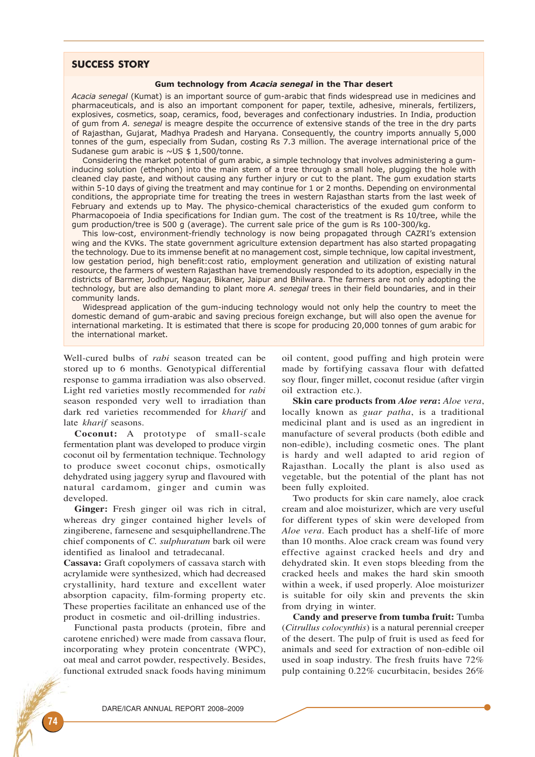## SUCCESS STORY

### Gum technology from *Acacia senegal* in the Thar desert

*Acacia senegal* (Kumat) is an important source of gum-arabic that finds widespread use in medicines and pharmaceuticals, and is also an important component for paper, textile, adhesive, minerals, fertilizers, explosives, cosmetics, soap, ceramics, food, beverages and confectionary industries. In India, production of gum from *A. senegal* is meagre despite the occurrence of extensive stands of the tree in the dry parts of Rajasthan, Gujarat, Madhya Pradesh and Haryana. Consequently, the country imports annually 5,000 tonnes of the gum, especially from Sudan, costing Rs 7.3 million. The average international price of the Sudanese gum arabic is ~US $ 1,500/tonne.

Considering the market potential of gum arabic, a simple technology that involves administering a gum-inducing solution (ethephon) into the main stem of a tree through a small hole, plugging the hole with cleaned clay paste, and without causing any further injury or cut to the plant. The gum exudation starts within 5-10 days of giving the treatment and may continue for 1 or 2 months. Depending on environmental conditions, the appropriate time for treating the trees in western Rajasthan starts from the last week of February and extends up to May. The physico-chemical characteristics of the exuded gum conform to Pharmacopoeia of India specifications for Indian gum. The cost of the treatment is Rs 10/tree, while the gum production/tree is 500 g (average). The current sale price of the gum is Rs 100-300/kg.

This low-cost, environment-friendly technology is now being propagated through CAZRI's extension wing and the KVKs. The state government agriculture extension department has also started propagating the technology. Due to its immense benefit at no management cost, simple technique, low capital investment, low gestation period, high benefit:cost ratio, employment generation and utilization of existing natural resource, the farmers of western Rajasthan have tremendously responded to its adoption, especially in the districts of Barmer, Jodhpur, Nagaur, Bikaner, Jaipur and Bhilwara. The farmers are not only adopting the technology, but are also demanding to plant more *A. senegal* trees in their field boundaries, and in their community lands.

Widespread application of the gum-inducing technology would not only help the country to meet the domestic demand of gum-arabic and saving precious foreign exchange, but will also open the avenue for international marketing. It is estimated that there is scope for producing 20,000 tonnes of gum arabic for the international market.

---

Well-cured bulbs of *rabi* season treated can be stored up to 6 months. Genotypical differential response to gamma irradiation was also observed. Light red varieties mostly recommended for *rabi* season responded very well to irradiation than dark red varieties recommended for *kharif* and late *kharif* seasons.

**Coconut:** A prototype of small-scale fermentation plant was developed to produce virgin coconut oil by fermentation technique. Technology to produce sweet coconut chips, osmotically dehydrated using jaggery syrup and flavoured with natural cardamom, ginger and cumin was developed.

**Ginger:** Fresh ginger oil was rich in citral, whereas dry ginger contained higher levels of zingiberene, farnesene and sesquiphellandrene. The chief components of *C. sulphuratum* bark oil were identified as linalool and tetradecanal.

**Cassava:** Graft copolymers of cassava starch with acrylamide were synthesized, which had decreased crystallinity, hard texture and excellent water absorption capacity, film-forming property etc. These properties facilitate an enhanced use of the product in cosmetic and oil-drilling industries.

Functional pasta products (protein, fibre and carotene enriched) were made from cassava flour, incorporating whey protein concentrate (WPC), oat meal and carrot powder, respectively. Besides, functional extruded snack foods having minimum oil content, good puffing and high protein were made by fortifying cassava flour with defatted soy flour, finger millet, coconut residue (after virgin oil extraction etc.).

**Skin care products from *Aloe vera*:** *Aloe vera*, locally known as *guar patha*, is a traditional medicinal plant and is used as an ingredient in manufacture of several products (both edible and non-edible), including cosmetic ones. The plant is hardy and well adapted to arid region of Rajasthan. Locally the plant is also used as vegetable, but the potential of the plant has not been fully exploited.

Two products for skin care namely, aloe crack cream and aloe moisturizer, which are very useful for different types of skin were developed from *Aloe vera*. Each product has a shelf-life of more than 10 months. Aloe crack cream was found very effective against cracked heels and dry and dehydrated skin. It even stops bleeding from the cracked heels and makes the hard skin smooth within a week, if used properly. Aloe moisturizer is suitable for oily skin and prevents the skin from drying in winter.

**Candy and preserve from tumba fruit:** Tumba (*Citrullus colocynthis*) is a natural perennial creeper of the desert. The pulp of fruit is used as feed for animals and seed for extraction of non-edible oil used in soap industry. The fresh fruits have 72% pulp containing 0.22% cucurbitacin, besides 26%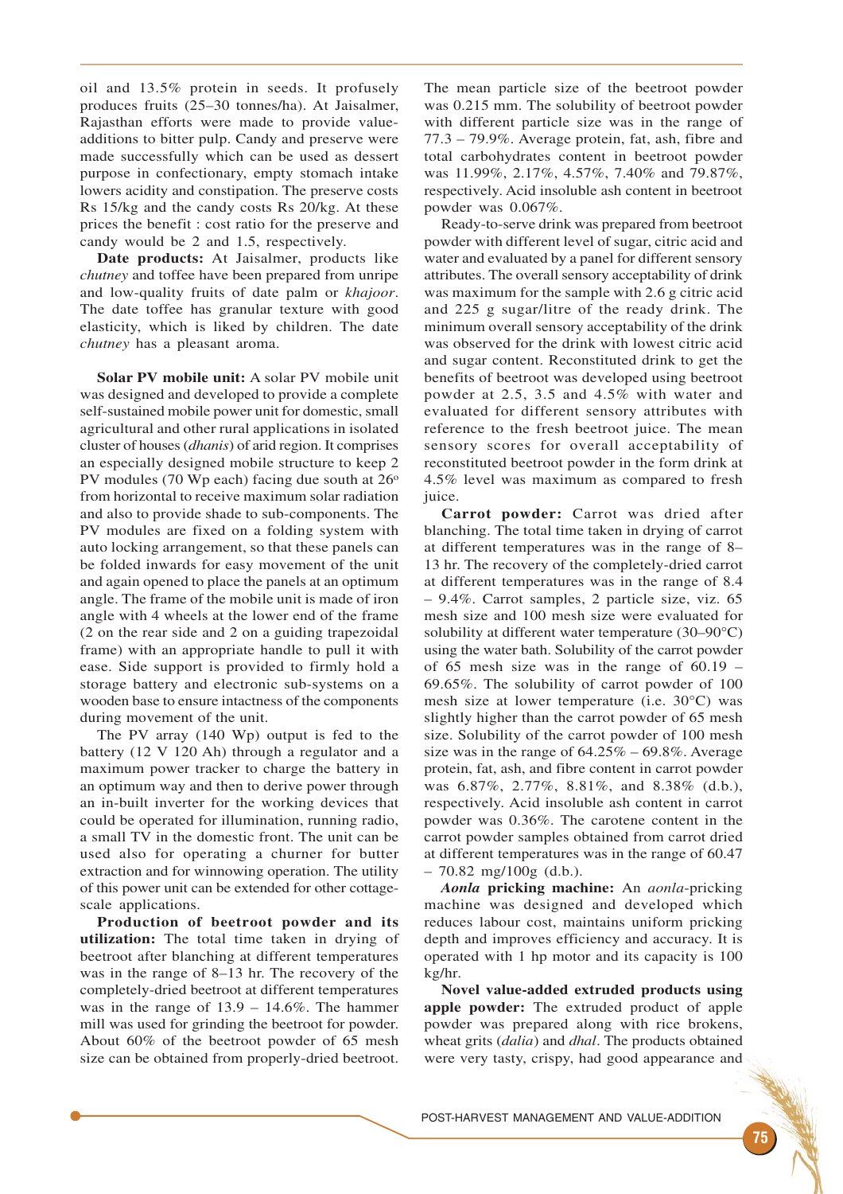oil and 13.5% protein in seeds. It profusely produces fruits (25–30 tonnes/ha). At Jaisalmer, Rajasthan efforts were made to provide value-additions to bitter pulp. Candy and preserve were made successfully which can be used as dessert purpose in confectionary, empty stomach intake lowers acidity and constipation. The preserve costs Rs 15/kg and the candy costs Rs 20/kg. At these prices the benefit : cost ratio for the preserve and candy would be 2 and 1.5, respectively.

**Date products:** At Jaisalmer, products like *chutney* and toffee have been prepared from unripe and low-quality fruits of date palm or *khajoor*. The date toffee has granular texture with good elasticity, which is liked by children. The date *chutney* has a pleasant aroma.

**Solar PV mobile unit:** A solar PV mobile unit was designed and developed to provide a complete self-sustained mobile power unit for domestic, small agricultural and other rural applications in isolated cluster of houses (*dhanis*) of arid region. It comprises an especially designed mobile structure to keep 2 PV modules (70 Wp each) facing due south at 26° from horizontal to receive maximum solar radiation and also to provide shade to sub-components. The PV modules are fixed on a folding system with auto locking arrangement, so that these panels can be folded inwards for easy movement of the unit and again opened to place the panels at an optimum angle. The frame of the mobile unit is made of iron angle with 4 wheels at the lower end of the frame (2 on the rear side and 2 on a guiding trapezoidal frame) with an appropriate handle to pull it with ease. Side support is provided to firmly hold a storage battery and electronic sub-systems on a wooden base to ensure intactness of the components during movement of the unit.

The PV array (140 Wp) output is fed to the battery (12 V 120 Ah) through a regulator and a maximum power tracker to charge the battery in an optimum way and then to derive power through an in-built inverter for the working devices that could be operated for illumination, running radio, a small TV in the domestic front. The unit can be used also for operating a churner for butter extraction and for winnowing operation. The utility of this power unit can be extended for other cottage-scale applications.

**Production of beetroot powder and its utilization:** The total time taken in drying of beetroot after blanching at different temperatures was in the range of 8–13 hr. The recovery of the completely-dried beetroot at different temperatures was in the range of 13.9 – 14.6%. The hammer mill was used for grinding the beetroot for powder. About 60% of the beetroot powder of 65 mesh size can be obtained from properly-dried beetroot. The mean particle size of the beetroot powder was 0.215 mm. The solubility of beetroot powder with different particle size was in the range of 77.3 – 79.9%. Average protein, fat, ash, fibre and total carbohydrates content in beetroot powder was 11.99%, 2.17%, 4.57%, 7.40% and 79.87%, respectively. Acid insoluble ash content in beetroot powder was 0.067%.

Ready-to-serve drink was prepared from beetroot powder with different level of sugar, citric acid and water and evaluated by a panel for different sensory attributes. The overall sensory acceptability of drink was maximum for the sample with 2.6 g citric acid and 225 g sugar/litre of the ready drink. The minimum overall sensory acceptability of the drink was observed for the drink with lowest citric acid and sugar content. Reconstituted drink to get the benefits of beetroot was developed using beetroot powder at 2.5, 3.5 and 4.5% with water and evaluated for different sensory attributes with reference to the fresh beetroot juice. The mean sensory scores for overall acceptability of reconstituted beetroot powder in the form drink at 4.5% level was maximum as compared to fresh juice.

**Carrot powder:** Carrot was dried after blanching. The total time taken in drying of carrot at different temperatures was in the range of 8–13 hr. The recovery of the completely-dried carrot at different temperatures was in the range of 8.4 – 9.4%. Carrot samples, 2 particle size, viz. 65 mesh size and 100 mesh size were evaluated for solubility at different water temperature (30–90°C) using the water bath. Solubility of the carrot powder of 65 mesh size was in the range of 60.19 – 69.65%. The solubility of carrot powder of 100 mesh size at lower temperature (i.e. 30°C) was slightly higher than the carrot powder of 65 mesh size. Solubility of the carrot powder of 100 mesh size was in the range of 64.25% – 69.8%. Average protein, fat, ash, and fibre content in carrot powder was 6.87%, 2.77%, 8.81%, and 8.38% (d.b.), respectively. Acid insoluble ash content in carrot powder was 0.36%. The carotene content in the carrot powder samples obtained from carrot dried at different temperatures was in the range of 60.47 – 70.82 mg/100g (d.b.).

***Aonla* pricking machine:** An *aonla*-pricking machine was designed and developed which reduces labour cost, maintains uniform pricking depth and improves efficiency and accuracy. It is operated with 1 hp motor and its capacity is 100 kg/hr.

**Novel value-added extruded products using apple powder:** The extruded product of apple powder was prepared along with rice brokens, wheat grits (*dalia*) and *dhal*. The products obtained were very tasty, crispy, had good appearance and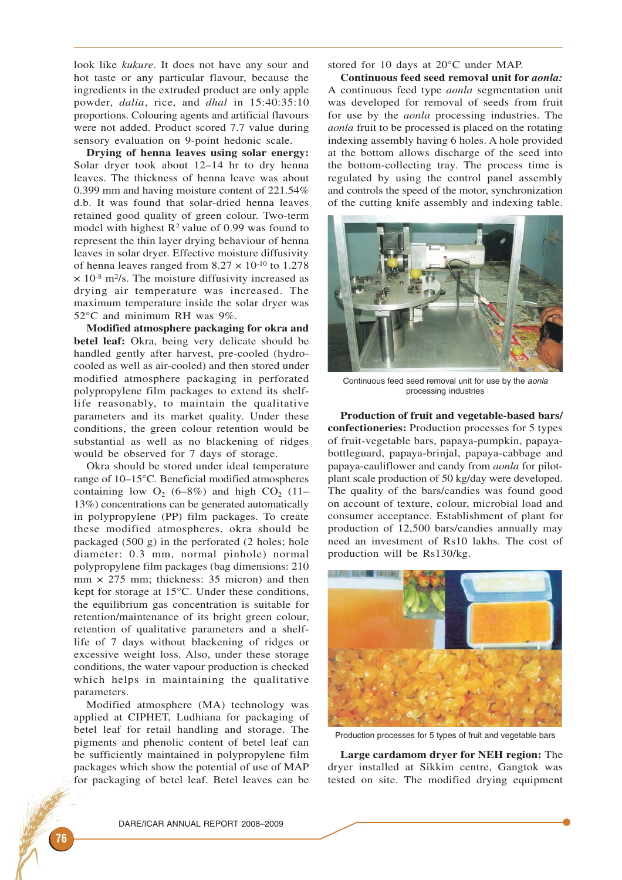look like *kukure*. It does not have any sour and hot taste or any particular flavour, because the ingredients in the extruded product are only apple powder, *dalia*, rice, and *dhal* in 15:40:35:10 proportions. Colouring agents and artificial flavours were not added. Product scored 7.7 value during sensory evaluation on 9-point hedonic scale.

**Drying of henna leaves using solar energy:** Solar dryer took about 12–14 hr to dry henna leaves. The thickness of henna leave was about 0.399 mm and having moisture content of 221.54% d.b. It was found that solar-dried henna leaves retained good quality of green colour. Two-term model with highest $R^2$ value of 0.99 was found to represent the thin layer drying behaviour of henna leaves in solar dryer. Effective moisture diffusivity of henna leaves ranged from $8.27 \times 10^{-10}$ to $1.278 \times 10^{-8}$ $m^2/s$. The moisture diffusivity increased as drying air temperature was increased. The maximum temperature inside the solar dryer was 52°C and minimum RH was 9%.

**Modified atmosphere packaging for okra and betel leaf:** Okra, being very delicate should be handled gently after harvest, pre-cooled (hydro-cooled as well as air-cooled) and then stored under modified atmosphere packaging in perforated polypropylene film packages to extend its shelf-life reasonably, to maintain the qualitative parameters and its market quality. Under these conditions, the green colour retention would be substantial as well as no blackening of ridges would be observed for 7 days of storage.

Okra should be stored under ideal temperature range of 10–15°C. Beneficial modified atmospheres containing low $O_2$ (6–8%) and high $CO_2$ (11–13%) concentrations can be generated automatically in polypropylene (PP) film packages. To create these modified atmospheres, okra should be packaged (500 g) in the perforated (2 holes; hole diameter: 0.3 mm, normal pinhole) normal polypropylene film packages (bag dimensions: 210 mm × 275 mm; thickness: 35 micron) and then kept for storage at 15°C. Under these conditions, the equilibrium gas concentration is suitable for retention/maintenance of its bright green colour, retention of qualitative parameters and a shelf-life of 7 days without blackening of ridges or excessive weight loss. Also, under these storage conditions, the water vapour production is checked which helps in maintaining the qualitative parameters.

Modified atmosphere (MA) technology was applied at CIPHET, Ludhiana for packaging of betel leaf for retail handling and storage. The pigments and phenolic content of betel leaf can be sufficiently maintained in polypropylene film packages which show the potential of use of MAP for packaging of betel leaf. Betel leaves can be stored for 10 days at 20°C under MAP.

**Continuous feed seed removal unit for *aonla*:** A continuous feed type *aonla* segmentation unit was developed for removal of seeds from fruit for use by the *aonla* processing industries. The *aonla* fruit to be processed is placed on the rotating indexing assembly having 6 holes. A hole provided at the bottom allows discharge of the seed into the bottom-collecting tray. The process time is regulated by using the control panel assembly and controls the speed of the motor, synchronization of the cutting knife assembly and indexing table.

Continuous feed seed removal unit for use by the *aonla* processing industries

**Production of fruit and vegetable-based bars/ confectioneries:** Production processes for 5 types of fruit-vegetable bars, papaya-pumpkin, papaya-bottleguard, papaya-brinjal, papaya-cabbage and papaya-cauliflower and candy from *aonla* for pilot-plant scale production of 50 kg/day were developed. The quality of the bars/candies was found good on account of texture, colour, microbial load and consumer acceptance. Establishment of plant for production of 12,500 bars/candies annually may need an investment of Rs10 lakhs. The cost of production will be Rs130/kg.

Production processes for 5 types of fruit and vegetable bars

**Large cardamom dryer for NEH region:** The dryer installed at Sikkim centre, Gangtok was tested on site. The modified drying equipment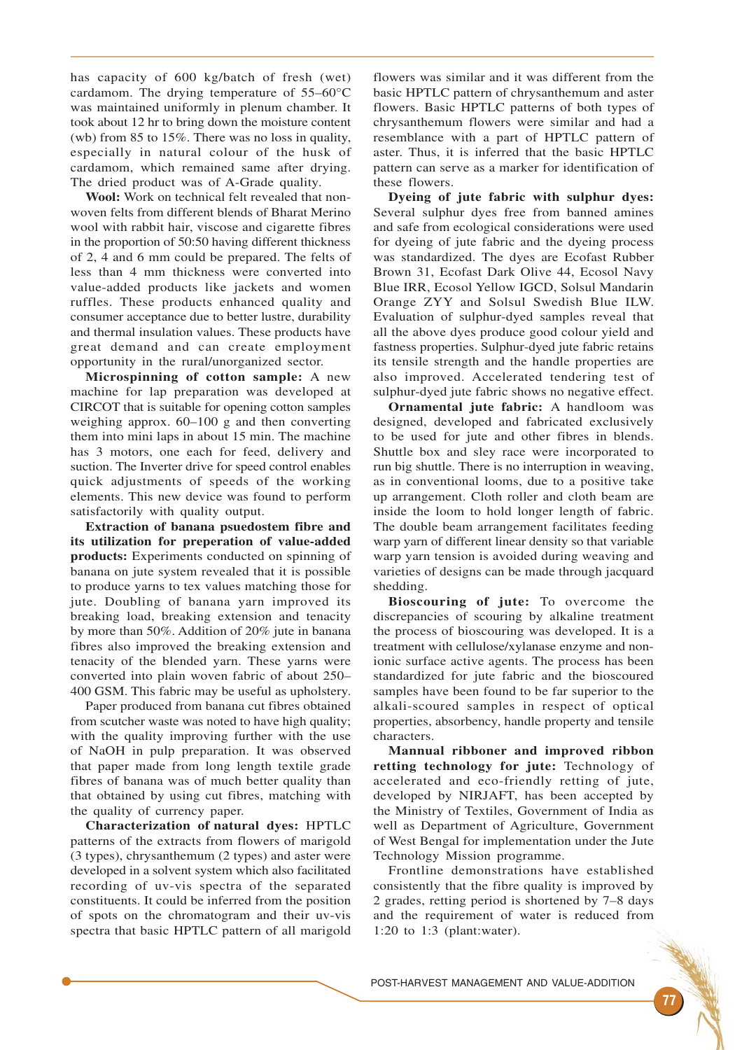has capacity of 600 kg/batch of fresh (wet) cardamom. The drying temperature of 55–60°C was maintained uniformly in plenum chamber. It took about 12 hr to bring down the moisture content (wb) from 85 to 15%. There was no loss in quality, especially in natural colour of the husk of cardamom, which remained same after drying. The dried product was of A-Grade quality.

**Wool:** Work on technical felt revealed that non-woven felts from different blends of Bharat Merino wool with rabbit hair, viscose and cigarette fibres in the proportion of 50:50 having different thickness of 2, 4 and 6 mm could be prepared. The felts of less than 4 mm thickness were converted into value-added products like jackets and women ruffles. These products enhanced quality and consumer acceptance due to better lustre, durability and thermal insulation values. These products have great demand and can create employment opportunity in the rural/unorganized sector.

**Microspinning of cotton sample:** A new machine for lap preparation was developed at CIRCOT that is suitable for opening cotton samples weighing approx. 60–100 g and then converting them into mini laps in about 15 min. The machine has 3 motors, one each for feed, delivery and suction. The Inverter drive for speed control enables quick adjustments of speeds of the working elements. This new device was found to perform satisfactorily with quality output.

**Extraction of banana psuedostem fibre and its utilization for preperation of value-added products:** Experiments conducted on spinning of banana on jute system revealed that it is possible to produce yarns to tex values matching those for jute. Doubling of banana yarn improved its breaking load, breaking extension and tenacity by more than 50%. Addition of 20% jute in banana fibres also improved the breaking extension and tenacity of the blended yarn. These yarns were converted into plain woven fabric of about 250–400 GSM. This fabric may be useful as upholstery.

Paper produced from banana cut fibres obtained from scutcher waste was noted to have high quality; with the quality improving further with the use of NaOH in pulp preparation. It was observed that paper made from long length textile grade fibres of banana was of much better quality than that obtained by using cut fibres, matching with the quality of currency paper.

**Characterization of natural dyes:** HPTLC patterns of the extracts from flowers of marigold (3 types), chrysanthemum (2 types) and aster were developed in a solvent system which also facilitated recording of uv-vis spectra of the separated constituents. It could be inferred from the position of spots on the chromatogram and their uv-vis spectra that basic HPTLC pattern of all marigold flowers was similar and it was different from the basic HPTLC pattern of chrysanthemum and aster flowers. Basic HPTLC patterns of both types of chrysanthemum flowers were similar and had a resemblance with a part of HPTLC pattern of aster. Thus, it is inferred that the basic HPTLC pattern can serve as a marker for identification of these flowers.

**Dyeing of jute fabric with sulphur dyes:** Several sulphur dyes free from banned amines and safe from ecological considerations were used for dyeing of jute fabric and the dyeing process was standardized. The dyes are Ecofast Rubber Brown 31, Ecofast Dark Olive 44, Ecosol Navy Blue IRR, Ecosol Yellow IGCD, Solsul Mandarin Orange ZYY and Solsul Swedish Blue ILW. Evaluation of sulphur-dyed samples reveal that all the above dyes produce good colour yield and fastness properties. Sulphur-dyed jute fabric retains its tensile strength and the handle properties are also improved. Accelerated tendering test of sulphur-dyed jute fabric shows no negative effect.

**Ornamental jute fabric:** A handloom was designed, developed and fabricated exclusively to be used for jute and other fibres in blends. Shuttle box and sley race were incorporated to run big shuttle. There is no interruption in weaving, as in conventional looms, due to a positive take up arrangement. Cloth roller and cloth beam are inside the loom to hold longer length of fabric. The double beam arrangement facilitates feeding warp yarn of different linear density so that variable warp yarn tension is avoided during weaving and varieties of designs can be made through jacquard shedding.

**Bioscouring of jute:** To overcome the discrepancies of scouring by alkaline treatment the process of bioscouring was developed. It is a treatment with cellulose/xylanase enzyme and non-ionic surface active agents. The process has been standardized for jute fabric and the bioscoured samples have been found to be far superior to the alkali-scoured samples in respect of optical properties, absorbency, handle property and tensile characters.

**Mannual ribboner and improved ribbon retting technology for jute:** Technology of accelerated and eco-friendly retting of jute, developed by NIRJAFT, has been accepted by the Ministry of Textiles, Government of India as well as Department of Agriculture, Government of West Bengal for implementation under the Jute Technology Mission programme.

Frontline demonstrations have established consistently that the fibre quality is improved by 2 grades, retting period is shortened by 7–8 days and the requirement of water is reduced from 1:20 to 1:3 (plant:water).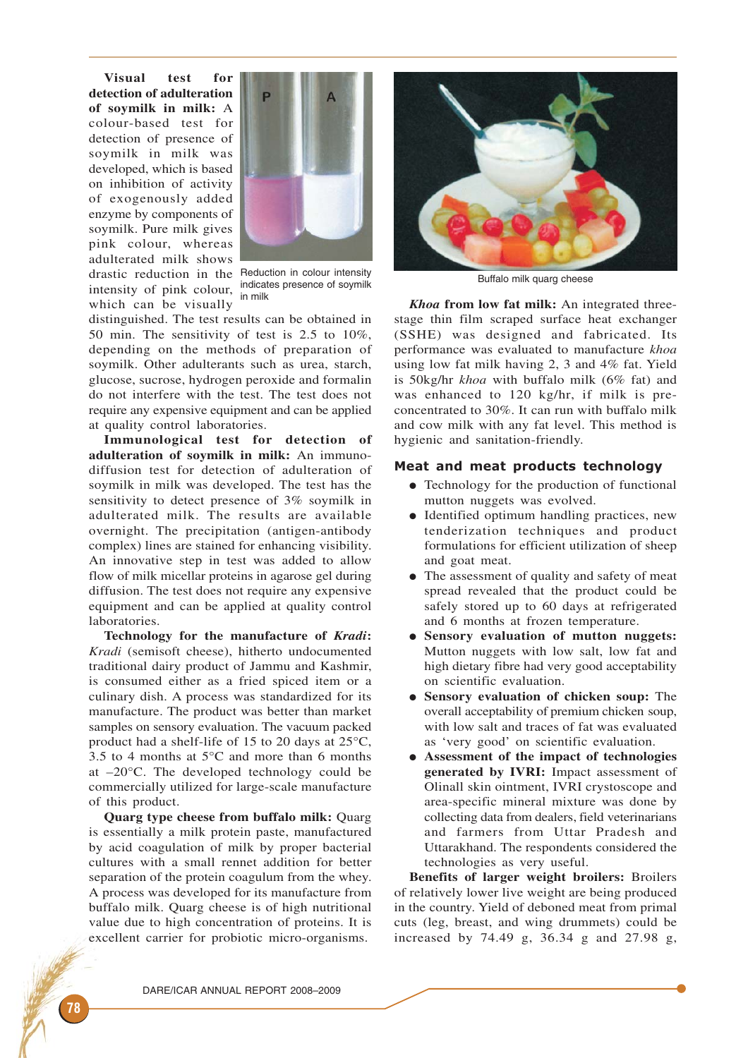**Visual test for detection of adulteration of soymilk in milk:** A colour-based test for detection of presence of soymilk in milk was developed, which is based on inhibition of activity of exogenously added enzyme by components of soymilk. Pure milk gives pink colour, whereas adulterated milk shows drastic reduction in the intensity of pink colour, which can be visually distinguished. The test results can be obtained in 50 min. The sensitivity of test is 2.5 to 10%, depending on the methods of preparation of soymilk. Other adulterants such as urea, starch, glucose, sucrose, hydrogen peroxide and formalin do not interfere with the test. The test does not require any expensive equipment and can be applied at quality control laboratories.

Reduction in colour intensity indicates presence of soymilk in milk

**Immunological test for detection of adulteration of soymilk in milk:** An immuno-diffusion test for detection of adulteration of soymilk in milk was developed. The test has the sensitivity to detect presence of 3% soymilk in adulterated milk. The results are available overnight. The precipitation (antigen-antibody complex) lines are stained for enhancing visibility. An innovative step in test was added to allow flow of milk micellar proteins in agarose gel during diffusion. The test does not require any expensive equipment and can be applied at quality control laboratories.

**Technology for the manufacture of *Kradi*:** *Kradi* (semisoft cheese), hitherto undocumented traditional dairy product of Jammu and Kashmir, is consumed either as a fried spiced item or a culinary dish. A process was standardized for its manufacture. The product was better than market samples on sensory evaluation. The vacuum packed product had a shelf-life of 15 to 20 days at 25°C, 3.5 to 4 months at 5°C and more than 6 months at –20°C. The developed technology could be commercially utilized for large-scale manufacture of this product.

**Quarg type cheese from buffalo milk:** Quarg is essentially a milk protein paste, manufactured by acid coagulation of milk by proper bacterial cultures with a small rennet addition for better separation of the protein coagulum from the whey. A process was developed for its manufacture from buffalo milk. Quarg cheese is of high nutritional value due to high concentration of proteins. It is excellent carrier for probiotic micro-organisms.

Buffalo milk quarg cheese

***Khoa* from low fat milk:** An integrated three-stage thin film scraped surface heat exchanger (SSHE) was designed and fabricated. Its performance was evaluated to manufacture *khoa* using low fat milk having 2, 3 and 4% fat. Yield is 50kg/hr *khoa* with buffalo milk (6% fat) and was enhanced to 120 kg/hr, if milk is pre-concentrated to 30%. It can run with buffalo milk and cow milk with any fat level. This method is hygienic and sanitation-friendly.

## Meat and meat products technology

- Technology for the production of functional mutton nuggets was evolved.
- Identified optimum handling practices, new tenderization techniques and product formulations for efficient utilization of sheep and goat meat.
- The assessment of quality and safety of meat spread revealed that the product could be safely stored up to 60 days at refrigerated and 6 months at frozen temperature.
- **Sensory evaluation of mutton nuggets:** Mutton nuggets with low salt, low fat and high dietary fibre had very good acceptability on scientific evaluation.
- **Sensory evaluation of chicken soup:** The overall acceptability of premium chicken soup, with low salt and traces of fat was evaluated as 'very good' on scientific evaluation.
- **Assessment of the impact of technologies generated by IVRI:** Impact assessment of Olinall skin ointment, IVRI crystoscope and area-specific mineral mixture was done by collecting data from dealers, field veterinarians and farmers from Uttar Pradesh and Uttarakhand. The respondents considered the technologies as very useful.

**Benefits of larger weight broilers:** Broilers of relatively lower live weight are being produced in the country. Yield of deboned meat from primal cuts (leg, breast, and wing drummets) could be increased by 74.49 g, 36.34 g and 27.98 g,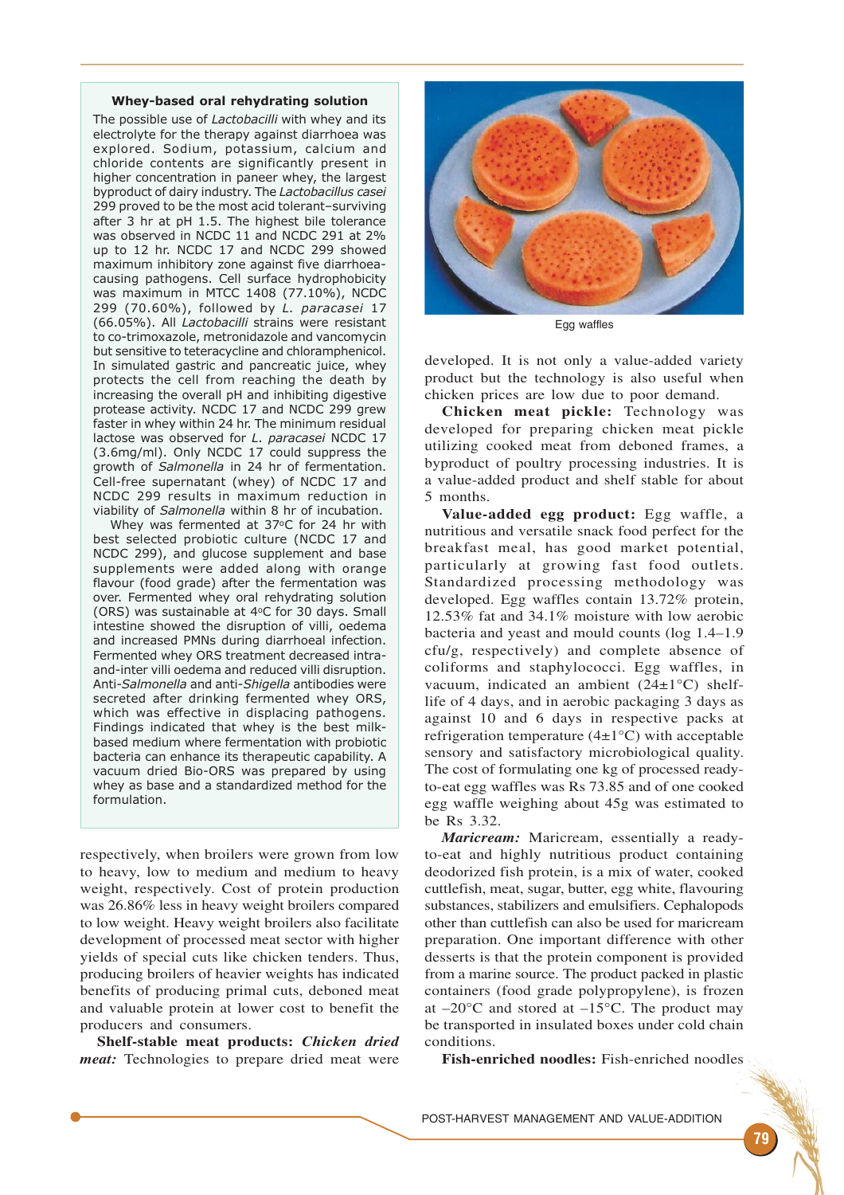### Whey-based oral rehydrating solution

The possible use of *Lactobacilli* with whey and its electrolyte for the therapy against diarrhoea was explored. Sodium, potassium, calcium and chloride contents are significantly present in higher concentration in paneer whey, the largest byproduct of dairy industry. The *Lactobacillus casei* 299 proved to be the most acid tolerant–surviving after 3 hr at pH 1.5. The highest bile tolerance was observed in NCDC 11 and NCDC 291 at 2% up to 12 hr. NCDC 17 and NCDC 299 showed maximum inhibitory zone against five diarrhoea-causing pathogens. Cell surface hydrophobicity was maximum in MTCC 1408 (77.10%), NCDC 299 (70.60%), followed by *L. paracasei* 17 (66.05%). All *Lactobacilli* strains were resistant to co-trimoxazole, metronidazole and vancomycin but sensitive to teteracycline and chloramphenicol. In simulated gastric and pancreatic juice, whey protects the cell from reaching the death by increasing the overall pH and inhibiting digestive protease activity. NCDC 17 and NCDC 299 grew faster in whey within 24 hr. The minimum residual lactose was observed for *L. paracasei* NCDC 17 (3.6mg/ml). Only NCDC 17 could suppress the growth of *Salmonella* in 24 hr of fermentation. Cell-free supernatant (whey) of NCDC 17 and NCDC 299 results in maximum reduction in viability of *Salmonella* within 8 hr of incubation.

Whey was fermented at 37°C for 24 hr with best selected probiotic culture (NCDC 17 and NCDC 299), and glucose supplement and base supplements were added along with orange flavour (food grade) after the fermentation was over. Fermented whey oral rehydrating solution (ORS) was sustainable at 4°C for 30 days. Small intestine showed the disruption of villi, oedema and increased PMNs during diarrhoeal infection. Fermented whey ORS treatment decreased intra-and-inter villi oedema and reduced villi disruption. Anti-*Salmonella* and anti-*Shigella* antibodies were secreted after drinking fermented whey ORS, which was effective in displacing pathogens. Findings indicated that whey is the best milk-based medium where fermentation with probiotic bacteria can enhance its therapeutic capability. A vacuum dried Bio-ORS was prepared by using whey as base and a standardized method for the formulation.

respectively, when broilers were grown from low to heavy, low to medium and medium to heavy weight, respectively. Cost of protein production was 26.86% less in heavy weight broilers compared to low weight. Heavy weight broilers also facilitate development of processed meat sector with higher yields of special cuts like chicken tenders. Thus, producing broilers of heavier weights has indicated benefits of producing primal cuts, deboned meat and valuable protein at lower cost to benefit the producers and consumers.

**Shelf-stable meat products:** ***Chicken dried meat:*** Technologies to prepare dried meat were

Egg waffles

developed. It is not only a value-added variety product but the technology is also useful when chicken prices are low due to poor demand.

**Chicken meat pickle:** Technology was developed for preparing chicken meat pickle utilizing cooked meat from deboned frames, a byproduct of poultry processing industries. It is a value-added product and shelf stable for about 5 months.

**Value-added egg product:** Egg waffle, a nutritious and versatile snack food perfect for the breakfast meal, has good market potential, particularly at growing fast food outlets. Standardized processing methodology was developed. Egg waffles contain 13.72% protein, 12.53% fat and 34.1% moisture with low aerobic bacteria and yeast and mould counts (log 1.4–1.9 cfu/g, respectively) and complete absence of coliforms and staphylococci. Egg waffles, in vacuum, indicated an ambient (24±1°C) shelf-life of 4 days, and in aerobic packaging 3 days as against 10 and 6 days in respective packs at refrigeration temperature (4±1°C) with acceptable sensory and satisfactory microbiological quality. The cost of formulating one kg of processed ready-to-eat egg waffles was Rs 73.85 and of one cooked egg waffle weighing about 45g was estimated to be Rs 3.32.

***Maricream:*** Maricream, essentially a ready-to-eat and highly nutritious product containing deodorized fish protein, is a mix of water, cooked cuttlefish, meat, sugar, butter, egg white, flavouring substances, stabilizers and emulsifiers. Cephalopods other than cuttlefish can also be used for maricream preparation. One important difference with other desserts is that the protein component is provided from a marine source. The product packed in plastic containers (food grade polypropylene), is frozen at –20°C and stored at –15°C. The product may be transported in insulated boxes under cold chain conditions.

**Fish-enriched noodles:** Fish-enriched noodles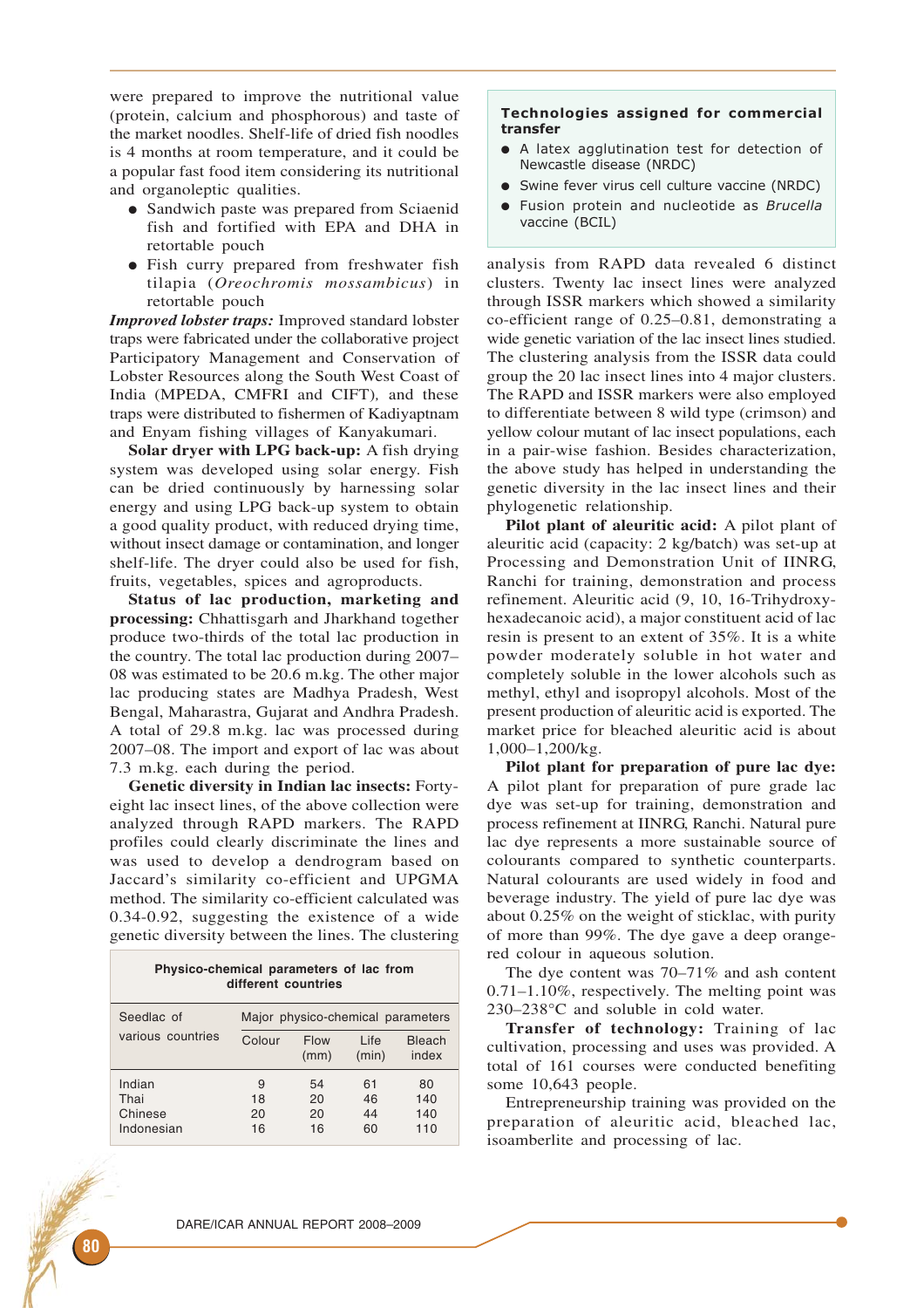were prepared to improve the nutritional value (protein, calcium and phosphorous) and taste of the market noodles. Shelf-life of dried fish noodles is 4 months at room temperature, and it could be a popular fast food item considering its nutritional and organoleptic qualities.

- Sandwich paste was prepared from Sciaenid fish and fortified with EPA and DHA in retortable pouch
- Fish curry prepared from freshwater fish tilapia (*Oreochromis mossambicus*) in retortable pouch

***Improved lobster traps:*** Improved standard lobster traps were fabricated under the collaborative project Participatory Management and Conservation of Lobster Resources along the South West Coast of India (MPEDA, CMFRI and CIFT), and these traps were distributed to fishermen of Kadiyaptnam and Enyam fishing villages of Kanyakumari.

**Solar dryer with LPG back-up:** A fish drying system was developed using solar energy. Fish can be dried continuously by harnessing solar energy and using LPG back-up system to obtain a good quality product, with reduced drying time, without insect damage or contamination, and longer shelf-life. The dryer could also be used for fish, fruits, vegetables, spices and agroproducts.

**Status of lac production, marketing and processing:** Chhattisgarh and Jharkhand together produce two-thirds of the total lac production in the country. The total lac production during 2007–08 was estimated to be 20.6 m.kg. The other major lac producing states are Madhya Pradesh, West Bengal, Maharastra, Gujarat and Andhra Pradesh. A total of 29.8 m.kg. lac was processed during 2007–08. The import and export of lac was about 7.3 m.kg. each during the period.

**Genetic diversity in Indian lac insects:** Forty-eight lac insect lines, of the above collection were analyzed through RAPD markers. The RAPD profiles could clearly discriminate the lines and was used to develop a dendrogram based on Jaccard's similarity co-efficient and UPGMA method. The similarity co-efficient calculated was 0.34-0.92, suggesting the existence of a wide genetic diversity between the lines. The clustering analysis from RAPD data revealed 6 distinct clusters. Twenty lac insect lines were analyzed through ISSR markers which showed a similarity co-efficient range of 0.25–0.81, demonstrating a wide genetic variation of the lac insect lines studied. The clustering analysis from the ISSR data could group the 20 lac insect lines into 4 major clusters. The RAPD and ISSR markers were also employed to differentiate between 8 wild type (crimson) and yellow colour mutant of lac insect populations, each in a pair-wise fashion. Besides characterization, the above study has helped in understanding the genetic diversity in the lac insect lines and their phylogenetic relationship.

**Physico-chemical parameters of lac from different countries**

| Seedlac of various countries | Major physico-chemical parameters | | | |
|---|---|---|---|---|
| | Colour | Flow (mm) | Life (min) | Bleach index |
| Indian | 9 | 54 | 61 | 80 |
| Thai | 18 | 20 | 46 | 140 |
| Chinese | 20 | 20 | 44 | 140 |
| Indonesian | 16 | 16 | 60 | 110 |

**Technologies assigned for commercial transfer**

- A latex agglutination test for detection of Newcastle disease (NRDC)
- Swine fever virus cell culture vaccine (NRDC)
- Fusion protein and nucleotide as *Brucella* vaccine (BCIL)

**Pilot plant of aleuritic acid:** A pilot plant of aleuritic acid (capacity: 2 kg/batch) was set-up at Processing and Demonstration Unit of IINRG, Ranchi for training, demonstration and process refinement. Aleuritic acid (9, 10, 16-Trihydroxy-hexadecanoic acid), a major constituent acid of lac resin is present to an extent of 35%. It is a white powder moderately soluble in hot water and completely soluble in the lower alcohols such as methyl, ethyl and isopropyl alcohols. Most of the present production of aleuritic acid is exported. The market price for bleached aleuritic acid is about 1,000–1,200/kg.

**Pilot plant for preparation of pure lac dye:** A pilot plant for preparation of pure grade lac dye was set-up for training, demonstration and process refinement at IINRG, Ranchi. Natural pure lac dye represents a more sustainable source of colourants compared to synthetic counterparts. Natural colourants are used widely in food and beverage industry. The yield of pure lac dye was about 0.25% on the weight of sticklac, with purity of more than 99%. The dye gave a deep orange-red colour in aqueous solution.

The dye content was 70–71% and ash content 0.71–1.10%, respectively. The melting point was 230–238°C and soluble in cold water.

**Transfer of technology:** Training of lac cultivation, processing and uses was provided. A total of 161 courses were conducted benefiting some 10,643 people.

Entrepreneurship training was provided on the preparation of aleuritic acid, bleached lac, isoamberlite and processing of lac.